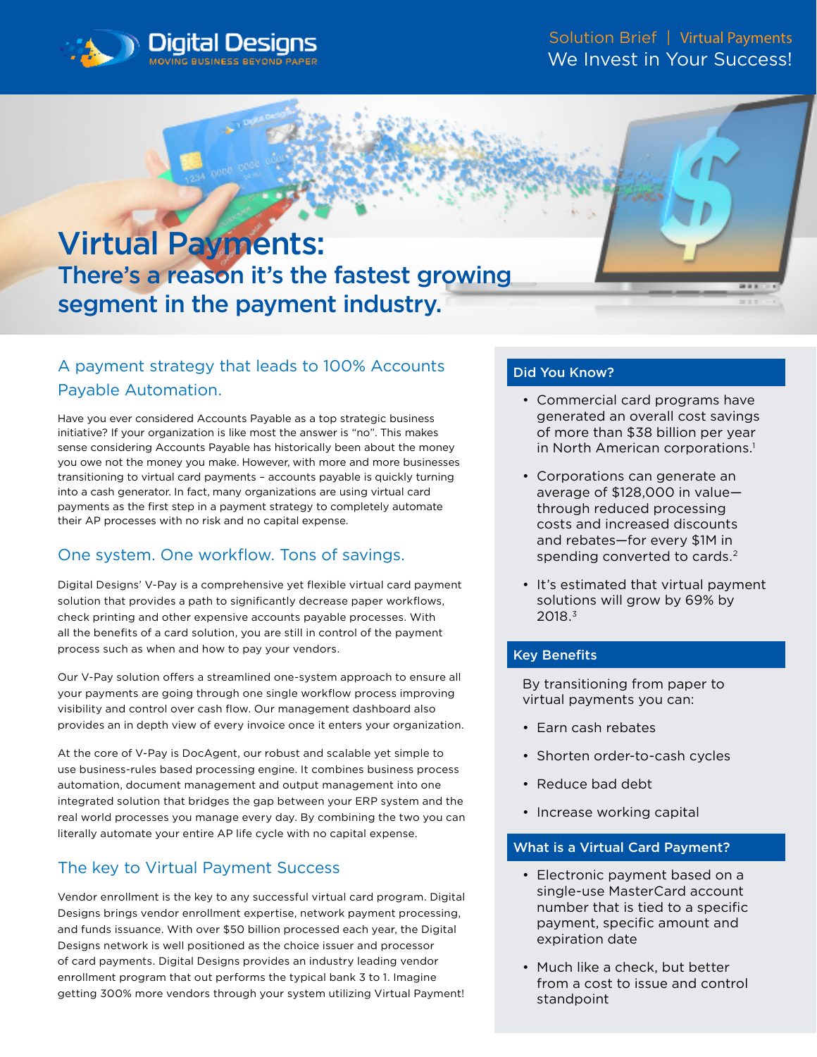Solution Brief | Virtual Payments

We Invest in Your Success!

# Virtual Payments:

## There's a reason it's the fastest growing segment in the payment industry.

### A payment strategy that leads to 100% Accounts Payable Automation.

Have you ever considered Accounts Payable as a top strategic business initiative? If your organization is like most the answer is "no". This makes sense considering Accounts Payable has historically been about the money you owe not the money you make. However, with more and more businesses transitioning to virtual card payments – accounts payable is quickly turning into a cash generator. In fact, many organizations are using virtual card payments as the first step in a payment strategy to completely automate their AP processes with no risk and no capital expense.

### One system. One workflow. Tons of savings.

Digital Designs' V-Pay is a comprehensive yet flexible virtual card payment solution that provides a path to significantly decrease paper workflows, check printing and other expensive accounts payable processes. With all the benefits of a card solution, you are still in control of the payment process such as when and how to pay your vendors.

Our V-Pay solution offers a streamlined one-system approach to ensure all your payments are going through one single workflow process improving visibility and control over cash flow. Our management dashboard also provides an in depth view of every invoice once it enters your organization.

At the core of V-Pay is DocAgent, our robust and scalable yet simple to use business-rules based processing engine. It combines business process automation, document management and output management into one integrated solution that bridges the gap between your ERP system and the real world processes you manage every day. By combining the two you can literally automate your entire AP life cycle with no capital expense.

### The key to Virtual Payment Success

Vendor enrollment is the key to any successful virtual card program. Digital Designs brings vendor enrollment expertise, network payment processing, and funds issuance. With over $50 billion processed each year, the Digital Designs network is well positioned as the choice issuer and processor of card payments. Digital Designs provides an industry leading vendor enrollment program that out performs the typical bank 3 to 1. Imagine getting 300% more vendors through your system utilizing Virtual Payment!

#### Did You Know?

- Commercial card programs have generated an overall cost savings of more than $38 billion per year in North American corporations.[1]
- Corporations can generate an average of $128,000 in value—through reduced processing costs and increased discounts and rebates—for every $1M in spending converted to cards.[2]
- It's estimated that virtual payment solutions will grow by 69% by 2018.[3]

#### Key Benefits

By transitioning from paper to virtual payments you can:

- Earn cash rebates
- Shorten order-to-cash cycles
- Reduce bad debt
- Increase working capital

#### What is a Virtual Card Payment?

- Electronic payment based on a single-use MasterCard account number that is tied to a specific payment, specific amount and expiration date
- Much like a check, but better from a cost to issue and control standpoint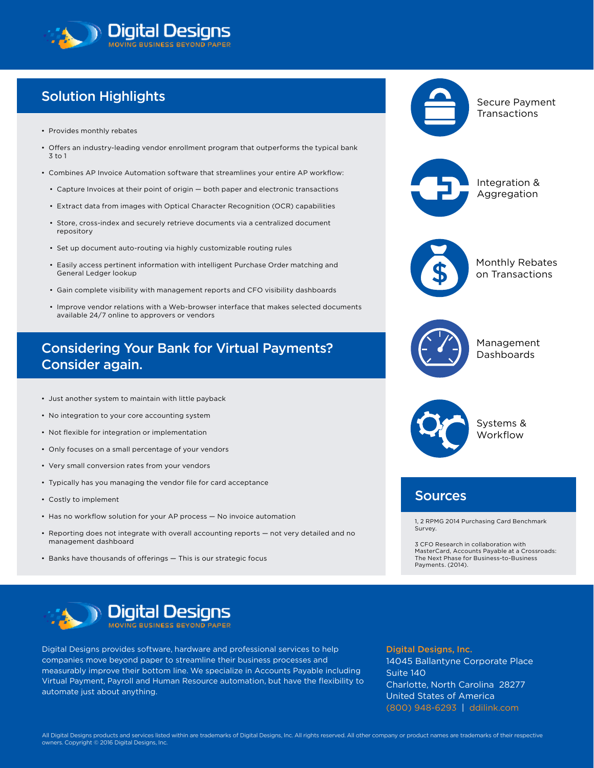Digital Designs
MOVING BUSINESS BEYOND PAPER

## Solution Highlights

- Provides monthly rebates
- Offers an industry-leading vendor enrollment program that outperforms the typical bank 3 to 1
- Combines AP Invoice Automation software that streamlines your entire AP workflow:
  - Capture Invoices at their point of origin — both paper and electronic transactions
  - Extract data from images with Optical Character Recognition (OCR) capabilities
  - Store, cross-index and securely retrieve documents via a centralized document repository
  - Set up document auto-routing via highly customizable routing rules
  - Easily access pertinent information with intelligent Purchase Order matching and General Ledger lookup
  - Gain complete visibility with management reports and CFO visibility dashboards
  - Improve vendor relations with a Web-browser interface that makes selected documents available 24/7 online to approvers or vendors

## Considering Your Bank for Virtual Payments? Consider again.

- Just another system to maintain with little payback
- No integration to your core accounting system
- Not flexible for integration or implementation
- Only focuses on a small percentage of your vendors
- Very small conversion rates from your vendors
- Typically has you managing the vendor file for card acceptance
- Costly to implement
- Has no workflow solution for your AP process — No invoice automation
- Reporting does not integrate with overall accounting reports — not very detailed and no management dashboard
- Banks have thousands of offerings — This is our strategic focus

Secure Payment Transactions

Integration & Aggregation

Monthly Rebates on Transactions

Management Dashboards

Systems & Workflow

## Sources

1, 2 RPMG 2014 Purchasing Card Benchmark Survey.

3 CFO Research in collaboration with MasterCard, Accounts Payable at a Crossroads: The Next Phase for Business-to-Business Payments. (2014).

Digital Designs
MOVING BUSINESS BEYOND PAPER

Digital Designs provides software, hardware and professional services to help companies move beyond paper to streamline their business processes and measurably improve their bottom line. We specialize in Accounts Payable including Virtual Payment, Payroll and Human Resource automation, but have the flexibility to automate just about anything.

**Digital Designs, Inc.**
14045 Ballantyne Corporate Place
Suite 140
Charlotte, North Carolina 28277
United States of America
(800) 948-6293 | ddilink.com

All Digital Designs products and services listed within are trademarks of Digital Designs, Inc. All rights reserved. All other company or product names are trademarks of their respective owners. Copyright © 2016 Digital Designs, Inc.